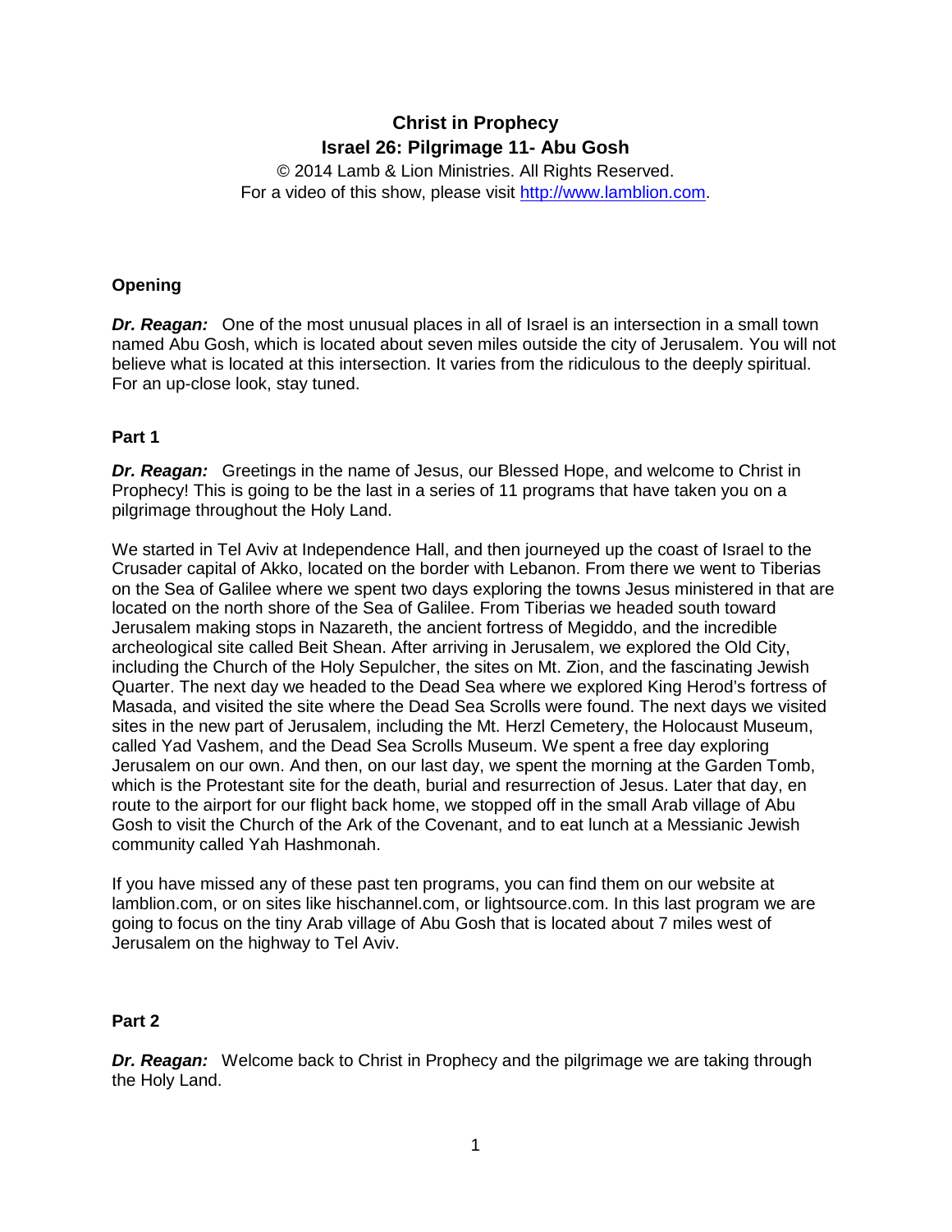# Christ in Prophecy
## Israel 26: Pilgrimage 11- Abu Gosh

© 2014 Lamb & Lion Ministries. All Rights Reserved.
For a video of this show, please visit http://www.lamblion.com.

### Opening

***Dr. Reagan:*** One of the most unusual places in all of Israel is an intersection in a small town named Abu Gosh, which is located about seven miles outside the city of Jerusalem. You will not believe what is located at this intersection. It varies from the ridiculous to the deeply spiritual. For an up-close look, stay tuned.

### Part 1

***Dr. Reagan:*** Greetings in the name of Jesus, our Blessed Hope, and welcome to Christ in Prophecy! This is going to be the last in a series of 11 programs that have taken you on a pilgrimage throughout the Holy Land.

We started in Tel Aviv at Independence Hall, and then journeyed up the coast of Israel to the Crusader capital of Akko, located on the border with Lebanon. From there we went to Tiberias on the Sea of Galilee where we spent two days exploring the towns Jesus ministered in that are located on the north shore of the Sea of Galilee. From Tiberias we headed south toward Jerusalem making stops in Nazareth, the ancient fortress of Megiddo, and the incredible archeological site called Beit Shean. After arriving in Jerusalem, we explored the Old City, including the Church of the Holy Sepulcher, the sites on Mt. Zion, and the fascinating Jewish Quarter. The next day we headed to the Dead Sea where we explored King Herod's fortress of Masada, and visited the site where the Dead Sea Scrolls were found. The next days we visited sites in the new part of Jerusalem, including the Mt. Herzl Cemetery, the Holocaust Museum, called Yad Vashem, and the Dead Sea Scrolls Museum. We spent a free day exploring Jerusalem on our own. And then, on our last day, we spent the morning at the Garden Tomb, which is the Protestant site for the death, burial and resurrection of Jesus. Later that day, en route to the airport for our flight back home, we stopped off in the small Arab village of Abu Gosh to visit the Church of the Ark of the Covenant, and to eat lunch at a Messianic Jewish community called Yah Hashmonah.

If you have missed any of these past ten programs, you can find them on our website at lamblion.com, or on sites like hischannel.com, or lightsource.com. In this last program we are going to focus on the tiny Arab village of Abu Gosh that is located about 7 miles west of Jerusalem on the highway to Tel Aviv.

### Part 2

***Dr. Reagan:*** Welcome back to Christ in Prophecy and the pilgrimage we are taking through the Holy Land.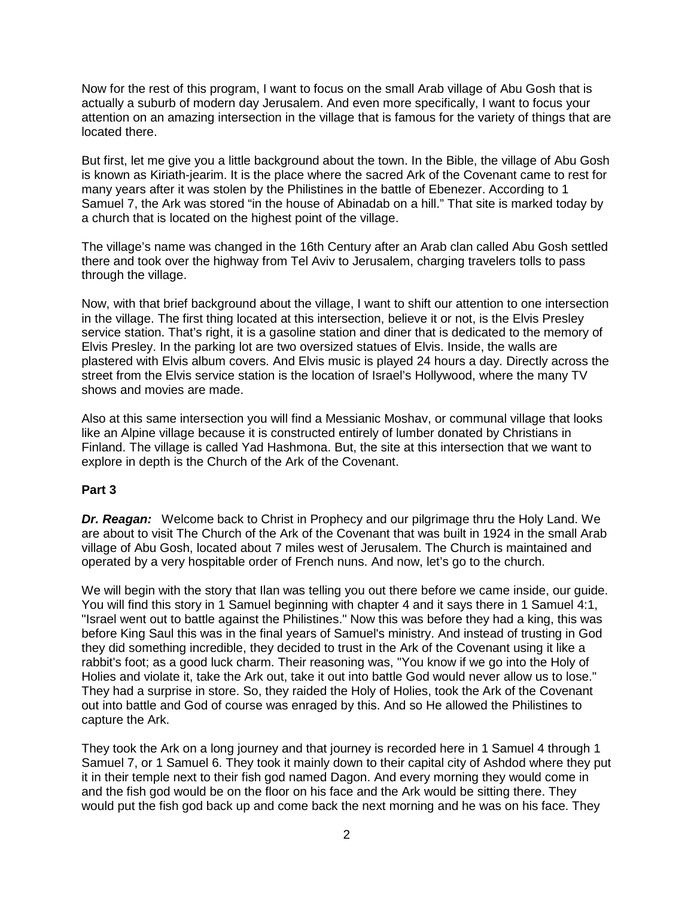Now for the rest of this program, I want to focus on the small Arab village of Abu Gosh that is actually a suburb of modern day Jerusalem. And even more specifically, I want to focus your attention on an amazing intersection in the village that is famous for the variety of things that are located there.

But first, let me give you a little background about the town. In the Bible, the village of Abu Gosh is known as Kiriath-jearim. It is the place where the sacred Ark of the Covenant came to rest for many years after it was stolen by the Philistines in the battle of Ebenezer. According to 1 Samuel 7, the Ark was stored "in the house of Abinadab on a hill." That site is marked today by a church that is located on the highest point of the village.

The village's name was changed in the 16th Century after an Arab clan called Abu Gosh settled there and took over the highway from Tel Aviv to Jerusalem, charging travelers tolls to pass through the village.

Now, with that brief background about the village, I want to shift our attention to one intersection in the village. The first thing located at this intersection, believe it or not, is the Elvis Presley service station. That's right, it is a gasoline station and diner that is dedicated to the memory of Elvis Presley. In the parking lot are two oversized statues of Elvis. Inside, the walls are plastered with Elvis album covers. And Elvis music is played 24 hours a day. Directly across the street from the Elvis service station is the location of Israel's Hollywood, where the many TV shows and movies are made.

Also at this same intersection you will find a Messianic Moshav, or communal village that looks like an Alpine village because it is constructed entirely of lumber donated by Christians in Finland. The village is called Yad Hashmona. But, the site at this intersection that we want to explore in depth is the Church of the Ark of the Covenant.

**Part 3**

***Dr. Reagan:*** Welcome back to Christ in Prophecy and our pilgrimage thru the Holy Land. We are about to visit The Church of the Ark of the Covenant that was built in 1924 in the small Arab village of Abu Gosh, located about 7 miles west of Jerusalem. The Church is maintained and operated by a very hospitable order of French nuns. And now, let's go to the church.

We will begin with the story that Ilan was telling you out there before we came inside, our guide. You will find this story in 1 Samuel beginning with chapter 4 and it says there in 1 Samuel 4:1, "Israel went out to battle against the Philistines." Now this was before they had a king, this was before King Saul this was in the final years of Samuel's ministry. And instead of trusting in God they did something incredible, they decided to trust in the Ark of the Covenant using it like a rabbit's foot; as a good luck charm. Their reasoning was, "You know if we go into the Holy of Holies and violate it, take the Ark out, take it out into battle God would never allow us to lose." They had a surprise in store. So, they raided the Holy of Holies, took the Ark of the Covenant out into battle and God of course was enraged by this. And so He allowed the Philistines to capture the Ark.

They took the Ark on a long journey and that journey is recorded here in 1 Samuel 4 through 1 Samuel 7, or 1 Samuel 6. They took it mainly down to their capital city of Ashdod where they put it in their temple next to their fish god named Dagon. And every morning they would come in and the fish god would be on the floor on his face and the Ark would be sitting there. They would put the fish god back up and come back the next morning and he was on his face. They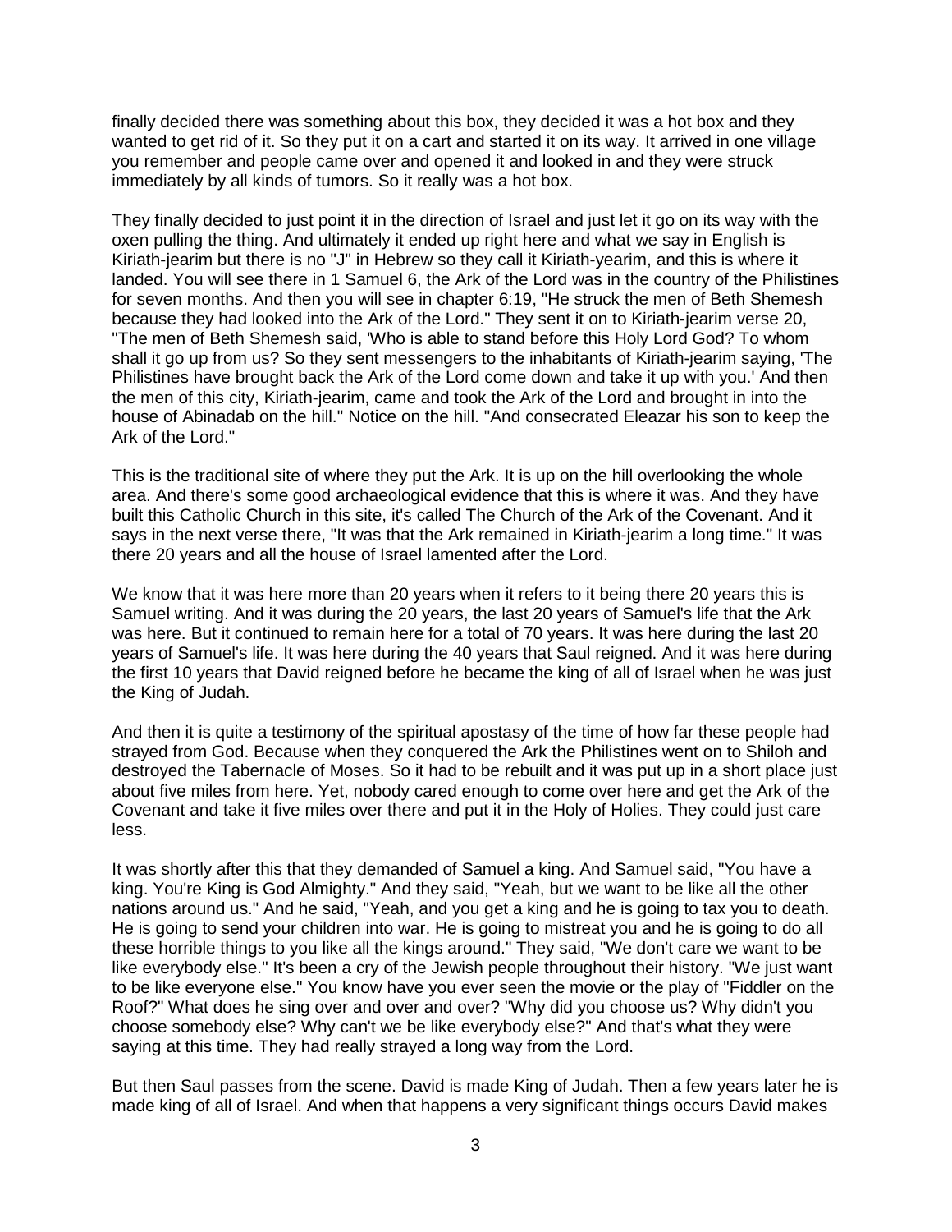finally decided there was something about this box, they decided it was a hot box and they wanted to get rid of it. So they put it on a cart and started it on its way. It arrived in one village you remember and people came over and opened it and looked in and they were struck immediately by all kinds of tumors. So it really was a hot box.

They finally decided to just point it in the direction of Israel and just let it go on its way with the oxen pulling the thing. And ultimately it ended up right here and what we say in English is Kiriath-jearim but there is no "J" in Hebrew so they call it Kiriath-yearim, and this is where it landed. You will see there in 1 Samuel 6, the Ark of the Lord was in the country of the Philistines for seven months. And then you will see in chapter 6:19, "He struck the men of Beth Shemesh because they had looked into the Ark of the Lord." They sent it on to Kiriath-jearim verse 20, "The men of Beth Shemesh said, 'Who is able to stand before this Holy Lord God? To whom shall it go up from us? So they sent messengers to the inhabitants of Kiriath-jearim saying, 'The Philistines have brought back the Ark of the Lord come down and take it up with you.' And then the men of this city, Kiriath-jearim, came and took the Ark of the Lord and brought in into the house of Abinadab on the hill." Notice on the hill. "And consecrated Eleazar his son to keep the Ark of the Lord."

This is the traditional site of where they put the Ark. It is up on the hill overlooking the whole area. And there's some good archaeological evidence that this is where it was. And they have built this Catholic Church in this site, it's called The Church of the Ark of the Covenant. And it says in the next verse there, "It was that the Ark remained in Kiriath-jearim a long time." It was there 20 years and all the house of Israel lamented after the Lord.

We know that it was here more than 20 years when it refers to it being there 20 years this is Samuel writing. And it was during the 20 years, the last 20 years of Samuel's life that the Ark was here. But it continued to remain here for a total of 70 years. It was here during the last 20 years of Samuel's life. It was here during the 40 years that Saul reigned. And it was here during the first 10 years that David reigned before he became the king of all of Israel when he was just the King of Judah.

And then it is quite a testimony of the spiritual apostasy of the time of how far these people had strayed from God. Because when they conquered the Ark the Philistines went on to Shiloh and destroyed the Tabernacle of Moses. So it had to be rebuilt and it was put up in a short place just about five miles from here. Yet, nobody cared enough to come over here and get the Ark of the Covenant and take it five miles over there and put it in the Holy of Holies. They could just care less.

It was shortly after this that they demanded of Samuel a king. And Samuel said, "You have a king. You're King is God Almighty." And they said, "Yeah, but we want to be like all the other nations around us." And he said, "Yeah, and you get a king and he is going to tax you to death. He is going to send your children into war. He is going to mistreat you and he is going to do all these horrible things to you like all the kings around." They said, "We don't care we want to be like everybody else." It's been a cry of the Jewish people throughout their history. "We just want to be like everyone else." You know have you ever seen the movie or the play of "Fiddler on the Roof?" What does he sing over and over and over? "Why did you choose us? Why didn't you choose somebody else? Why can't we be like everybody else?" And that's what they were saying at this time. They had really strayed a long way from the Lord.

But then Saul passes from the scene. David is made King of Judah. Then a few years later he is made king of all of Israel. And when that happens a very significant things occurs David makes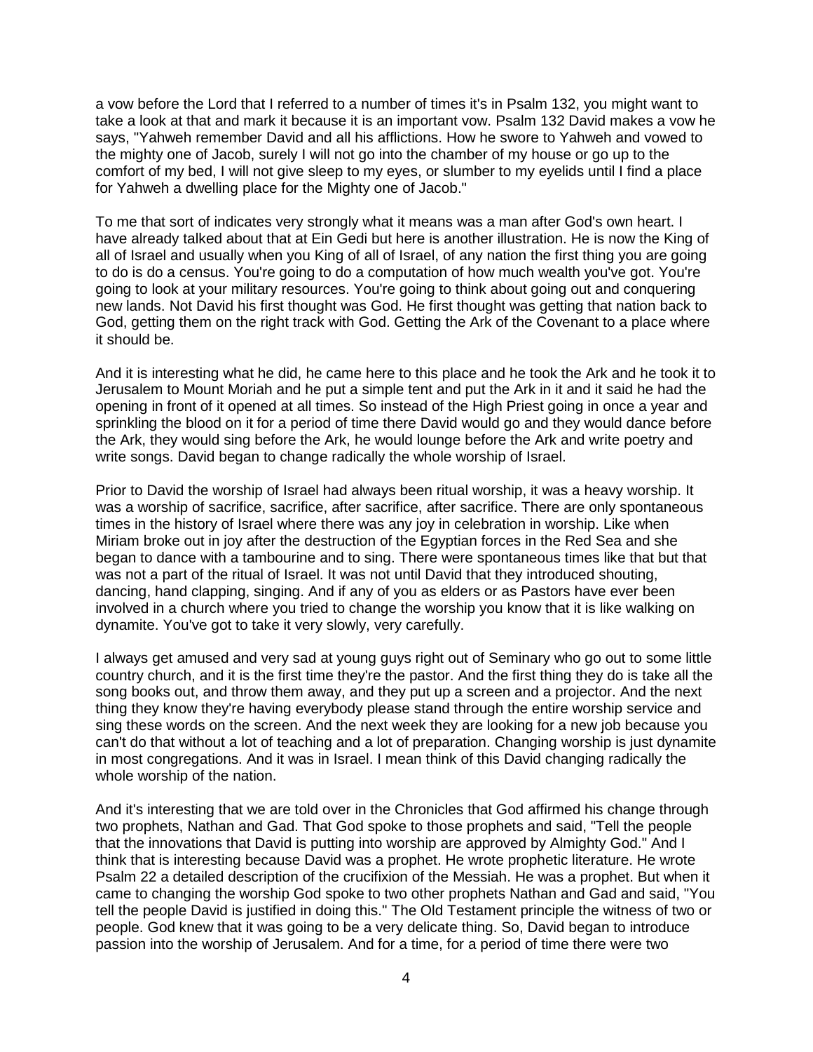a vow before the Lord that I referred to a number of times it's in Psalm 132, you might want to take a look at that and mark it because it is an important vow. Psalm 132 David makes a vow he says, "Yahweh remember David and all his afflictions. How he swore to Yahweh and vowed to the mighty one of Jacob, surely I will not go into the chamber of my house or go up to the comfort of my bed, I will not give sleep to my eyes, or slumber to my eyelids until I find a place for Yahweh a dwelling place for the Mighty one of Jacob."

To me that sort of indicates very strongly what it means was a man after God's own heart. I have already talked about that at Ein Gedi but here is another illustration. He is now the King of all of Israel and usually when you King of all of Israel, of any nation the first thing you are going to do is do a census. You're going to do a computation of how much wealth you've got. You're going to look at your military resources. You're going to think about going out and conquering new lands. Not David his first thought was God. He first thought was getting that nation back to God, getting them on the right track with God. Getting the Ark of the Covenant to a place where it should be.

And it is interesting what he did, he came here to this place and he took the Ark and he took it to Jerusalem to Mount Moriah and he put a simple tent and put the Ark in it and it said he had the opening in front of it opened at all times. So instead of the High Priest going in once a year and sprinkling the blood on it for a period of time there David would go and they would dance before the Ark, they would sing before the Ark, he would lounge before the Ark and write poetry and write songs. David began to change radically the whole worship of Israel.

Prior to David the worship of Israel had always been ritual worship, it was a heavy worship. It was a worship of sacrifice, sacrifice, after sacrifice, after sacrifice. There are only spontaneous times in the history of Israel where there was any joy in celebration in worship. Like when Miriam broke out in joy after the destruction of the Egyptian forces in the Red Sea and she began to dance with a tambourine and to sing. There were spontaneous times like that but that was not a part of the ritual of Israel. It was not until David that they introduced shouting, dancing, hand clapping, singing. And if any of you as elders or as Pastors have ever been involved in a church where you tried to change the worship you know that it is like walking on dynamite. You've got to take it very slowly, very carefully.

I always get amused and very sad at young guys right out of Seminary who go out to some little country church, and it is the first time they're the pastor. And the first thing they do is take all the song books out, and throw them away, and they put up a screen and a projector. And the next thing they know they're having everybody please stand through the entire worship service and sing these words on the screen. And the next week they are looking for a new job because you can't do that without a lot of teaching and a lot of preparation. Changing worship is just dynamite in most congregations. And it was in Israel. I mean think of this David changing radically the whole worship of the nation.

And it's interesting that we are told over in the Chronicles that God affirmed his change through two prophets, Nathan and Gad. That God spoke to those prophets and said, "Tell the people that the innovations that David is putting into worship are approved by Almighty God." And I think that is interesting because David was a prophet. He wrote prophetic literature. He wrote Psalm 22 a detailed description of the crucifixion of the Messiah. He was a prophet. But when it came to changing the worship God spoke to two other prophets Nathan and Gad and said, "You tell the people David is justified in doing this." The Old Testament principle the witness of two or people. God knew that it was going to be a very delicate thing. So, David began to introduce passion into the worship of Jerusalem. And for a time, for a period of time there were two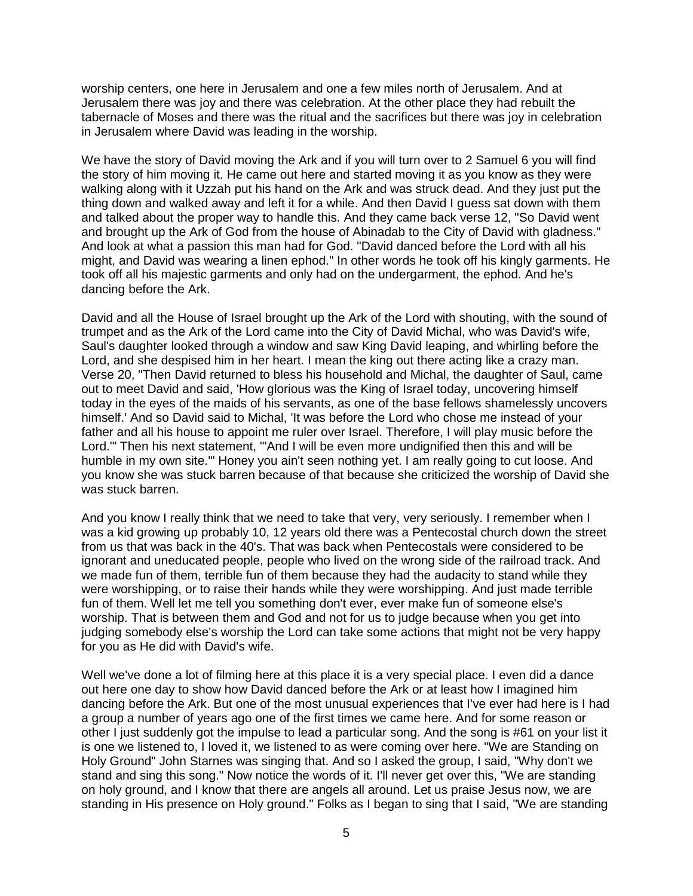worship centers, one here in Jerusalem and one a few miles north of Jerusalem. And at Jerusalem there was joy and there was celebration. At the other place they had rebuilt the tabernacle of Moses and there was the ritual and the sacrifices but there was joy in celebration in Jerusalem where David was leading in the worship.

We have the story of David moving the Ark and if you will turn over to 2 Samuel 6 you will find the story of him moving it. He came out here and started moving it as you know as they were walking along with it Uzzah put his hand on the Ark and was struck dead. And they just put the thing down and walked away and left it for a while. And then David I guess sat down with them and talked about the proper way to handle this. And they came back verse 12, "So David went and brought up the Ark of God from the house of Abinadab to the City of David with gladness." And look at what a passion this man had for God. "David danced before the Lord with all his might, and David was wearing a linen ephod." In other words he took off his kingly garments. He took off all his majestic garments and only had on the undergarment, the ephod. And he's dancing before the Ark.

David and all the House of Israel brought up the Ark of the Lord with shouting, with the sound of trumpet and as the Ark of the Lord came into the City of David Michal, who was David's wife, Saul's daughter looked through a window and saw King David leaping, and whirling before the Lord, and she despised him in her heart. I mean the king out there acting like a crazy man. Verse 20, "Then David returned to bless his household and Michal, the daughter of Saul, came out to meet David and said, 'How glorious was the King of Israel today, uncovering himself today in the eyes of the maids of his servants, as one of the base fellows shamelessly uncovers himself.' And so David said to Michal, 'It was before the Lord who chose me instead of your father and all his house to appoint me ruler over Israel. Therefore, I will play music before the Lord.'" Then his next statement, "'And I will be even more undignified then this and will be humble in my own site.'" Honey you ain't seen nothing yet. I am really going to cut loose. And you know she was stuck barren because of that because she criticized the worship of David she was stuck barren.

And you know I really think that we need to take that very, very seriously. I remember when I was a kid growing up probably 10, 12 years old there was a Pentecostal church down the street from us that was back in the 40's. That was back when Pentecostals were considered to be ignorant and uneducated people, people who lived on the wrong side of the railroad track. And we made fun of them, terrible fun of them because they had the audacity to stand while they were worshipping, or to raise their hands while they were worshipping. And just made terrible fun of them. Well let me tell you something don't ever, ever make fun of someone else's worship. That is between them and God and not for us to judge because when you get into judging somebody else's worship the Lord can take some actions that might not be very happy for you as He did with David's wife.

Well we've done a lot of filming here at this place it is a very special place. I even did a dance out here one day to show how David danced before the Ark or at least how I imagined him dancing before the Ark. But one of the most unusual experiences that I've ever had here is I had a group a number of years ago one of the first times we came here. And for some reason or other I just suddenly got the impulse to lead a particular song. And the song is #61 on your list it is one we listened to, I loved it, we listened to as were coming over here. "We are Standing on Holy Ground" John Starnes was singing that. And so I asked the group, I said, "Why don't we stand and sing this song." Now notice the words of it. I'll never get over this, "We are standing on holy ground, and I know that there are angels all around. Let us praise Jesus now, we are standing in His presence on Holy ground." Folks as I began to sing that I said, "We are standing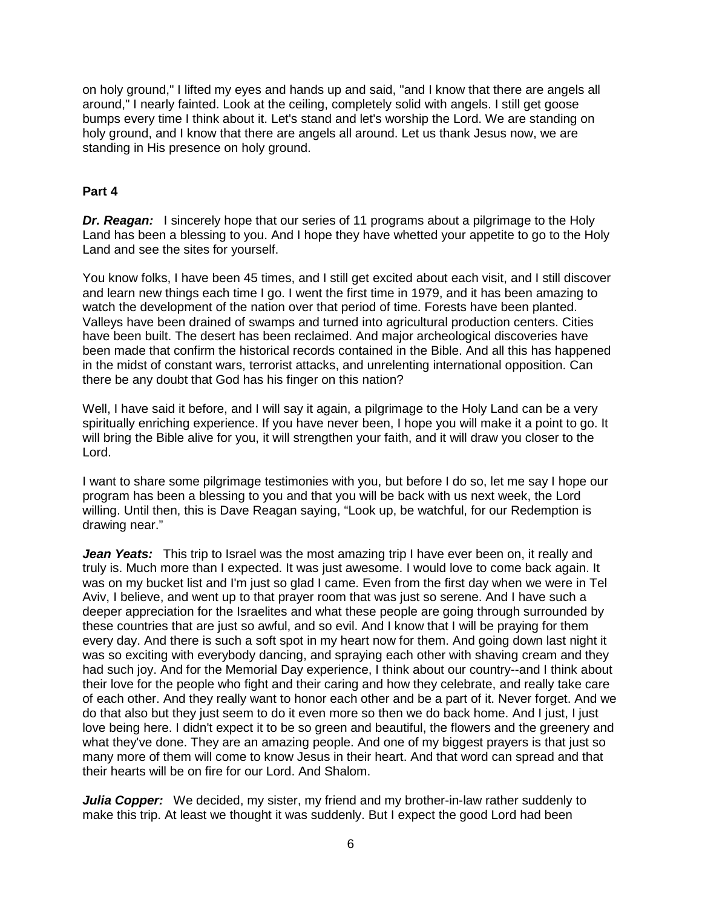on holy ground," I lifted my eyes and hands up and said, "and I know that there are angels all around," I nearly fainted. Look at the ceiling, completely solid with angels. I still get goose bumps every time I think about it. Let's stand and let's worship the Lord. We are standing on holy ground, and I know that there are angels all around. Let us thank Jesus now, we are standing in His presence on holy ground.

**Part 4**

***Dr. Reagan:*** I sincerely hope that our series of 11 programs about a pilgrimage to the Holy Land has been a blessing to you. And I hope they have whetted your appetite to go to the Holy Land and see the sites for yourself.

You know folks, I have been 45 times, and I still get excited about each visit, and I still discover and learn new things each time I go. I went the first time in 1979, and it has been amazing to watch the development of the nation over that period of time. Forests have been planted. Valleys have been drained of swamps and turned into agricultural production centers. Cities have been built. The desert has been reclaimed. And major archeological discoveries have been made that confirm the historical records contained in the Bible. And all this has happened in the midst of constant wars, terrorist attacks, and unrelenting international opposition. Can there be any doubt that God has his finger on this nation?

Well, I have said it before, and I will say it again, a pilgrimage to the Holy Land can be a very spiritually enriching experience. If you have never been, I hope you will make it a point to go. It will bring the Bible alive for you, it will strengthen your faith, and it will draw you closer to the Lord.

I want to share some pilgrimage testimonies with you, but before I do so, let me say I hope our program has been a blessing to you and that you will be back with us next week, the Lord willing. Until then, this is Dave Reagan saying, "Look up, be watchful, for our Redemption is drawing near."

***Jean Yeats:*** This trip to Israel was the most amazing trip I have ever been on, it really and truly is. Much more than I expected. It was just awesome. I would love to come back again. It was on my bucket list and I'm just so glad I came. Even from the first day when we were in Tel Aviv, I believe, and went up to that prayer room that was just so serene. And I have such a deeper appreciation for the Israelites and what these people are going through surrounded by these countries that are just so awful, and so evil. And I know that I will be praying for them every day. And there is such a soft spot in my heart now for them. And going down last night it was so exciting with everybody dancing, and spraying each other with shaving cream and they had such joy. And for the Memorial Day experience, I think about our country--and I think about their love for the people who fight and their caring and how they celebrate, and really take care of each other. And they really want to honor each other and be a part of it. Never forget. And we do that also but they just seem to do it even more so then we do back home. And I just, I just love being here. I didn't expect it to be so green and beautiful, the flowers and the greenery and what they've done. They are an amazing people. And one of my biggest prayers is that just so many more of them will come to know Jesus in their heart. And that word can spread and that their hearts will be on fire for our Lord. And Shalom.

***Julia Copper:*** We decided, my sister, my friend and my brother-in-law rather suddenly to make this trip. At least we thought it was suddenly. But I expect the good Lord had been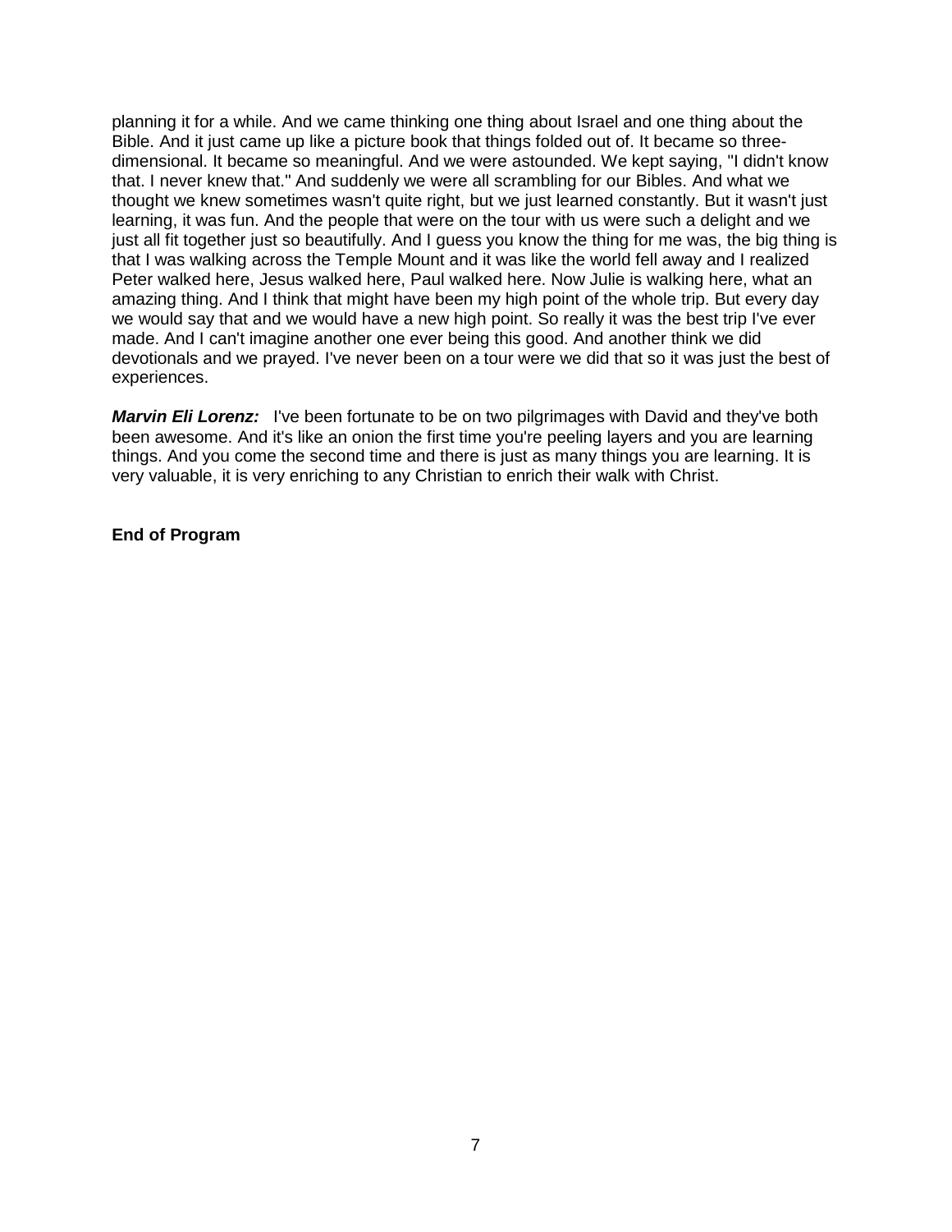planning it for a while. And we came thinking one thing about Israel and one thing about the Bible. And it just came up like a picture book that things folded out of. It became so three-dimensional. It became so meaningful. And we were astounded. We kept saying, "I didn't know that. I never knew that." And suddenly we were all scrambling for our Bibles. And what we thought we knew sometimes wasn't quite right, but we just learned constantly. But it wasn't just learning, it was fun. And the people that were on the tour with us were such a delight and we just all fit together just so beautifully. And I guess you know the thing for me was, the big thing is that I was walking across the Temple Mount and it was like the world fell away and I realized Peter walked here, Jesus walked here, Paul walked here. Now Julie is walking here, what an amazing thing. And I think that might have been my high point of the whole trip. But every day we would say that and we would have a new high point. So really it was the best trip I've ever made. And I can't imagine another one ever being this good. And another think we did devotionals and we prayed. I've never been on a tour were we did that so it was just the best of experiences.

***Marvin Eli Lorenz:*** I've been fortunate to be on two pilgrimages with David and they've both been awesome. And it's like an onion the first time you're peeling layers and you are learning things. And you come the second time and there is just as many things you are learning. It is very valuable, it is very enriching to any Christian to enrich their walk with Christ.

**End of Program**